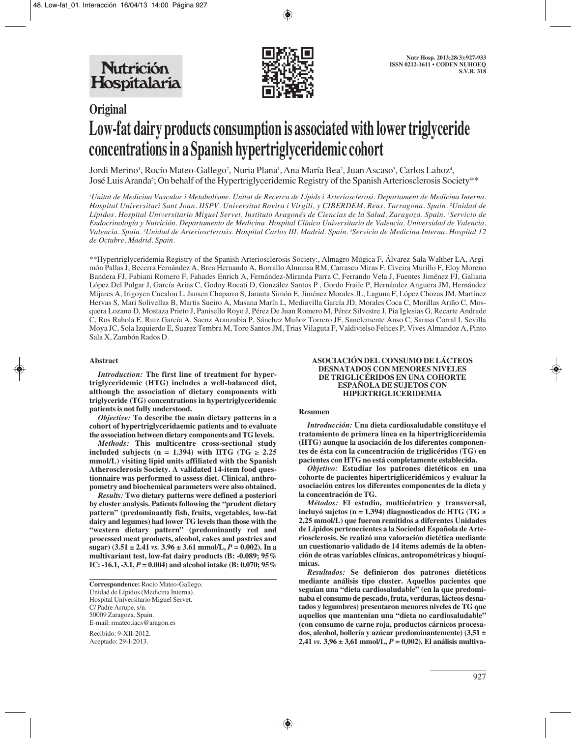## Original

# Low-fat dairy products consumption is associated with lower triglyceride concentrations in a Spanish hypertriglyceridemic cohort

Jordi Merino[1], Rocío Mateo-Gallego[2], Nuria Plana[1], Ana María Bea[2], Juan Ascaso[3], Carlos Lahoz[4], José Luis Aranda[5]; On behalf of the Hypertriglyceridemic Registry of the Spanish Arteriosclerosis Society**

*[1]Unitat de Medicina Vascular i Metabolisme. Unitat de Recerca de Lípids i Arteriosclerosi. Departament de Medicina Interna. Hospital Universitari Sant Joan. IISPV. Universitat Rovira i Virgili, y CIBERDEM. Reus. Tarragona. Spain. [2]Unidad de Lípidos. Hospital Universitario Miguel Servet. Instituto Aragonés de Ciencias de la Salud, Zaragoza. Spain. [3]Servicio de Endocrinología y Nutrición. Departamento de Medicina. Hospital Clínico Universitario de Valencia. Universidad de Valencia. Valencia. Spain. [4]Unidad de Arteriosclerosis. Hospital Carlos III. Madrid. Spain. [5]Servicio de Medicina Interna. Hospital 12 de Octubre. Madrid. Spain.*

**Hypertriglyceridemia Registry of the Spanish Arteriosclerosis Society:, Almagro Múgica F, Álvarez-Sala Walther LA, Argimón Pallas J, Becerra Fernández A, Brea Hernando A, Borrallo Almansa RM, Carrasco Miras F, Civeira Murillo F, Eloy Moreno Bandera FJ, Fabiani Romero F, Fahades Enrich A, Fernández-Miranda Parra C, Ferrando Vela J, Fuentes Jiménez FJ, Galiana López Del Pulgar J, García Arias C, Godoy Rocati D, González Santos P , Gordo Fraile P, Hernández Anguera JM, Hernández Mijares A, Irigoyen Cucalon L, Jansen Chaparro S, Jarauta Simón E, Jiménez Morales JL, Laguna F, López Chozas JM, Martínez Hervas S, Mari Solivellas B, Martis Sueiro A, Masana Marín L, Mediavilla García JD, Morales Coca C, Morillas Ariño C, Mosquera Lozano D, Mostaza Prieto J, Panisello Royo J, Pérez De Juan Romero M, Pérez Silvestre J, Pia Iglesias G, Recarte Andrade C, Ros Rahola E, Ruiz García A, Saenz Aranzubia P, Sánchez Muñoz Torrero JF, Sanclemente Anso C, Sarasa Corral I, Sevilla Moya JC, Sola Izquierdo E, Suarez Tembra M, Toro Santos JM, Trias Vilaguta F, Valdivielso Felices P, Vives Almandoz A, Pinto Sala X, Zambón Rados D.

### Abstract

***Introduction:*** **The first line of treatment for hypertriglyceridemic (HTG) includes a well-balanced diet, although the association of dietary components with triglyceride (TG) concentrations in hypertriglyceridemic patients is not fully understood.**

***Objective:*** **To describe the main dietary patterns in a cohort of hypertriglyceridaemic patients and to evaluate the association between dietary components and TG levels.**

***Methods:*** **This multicentre cross-sectional study included subjects (n = 1.394) with HTG (TG $\geq$ 2.25 mmol/L) visiting lipid units affiliated with the Spanish Atherosclerosis Society. A validated 14-item food questionnaire was performed to assess diet. Clinical, anthropometry and biochemical parameters were also obtained.**

***Results:*** **Two dietary patterns were defined a posteriori by cluster analysis. Patients following the "prudent dietary pattern" (predominantly fish, fruits, vegetables, low-fat dairy and legumes) had lower TG levels than those with the "western dietary pattern" (predominantly red and processed meat products, alcohol, cakes and pastries and sugar) (3.51 ± 2.41 *vs.* 3.96 ± 3.61 mmol/L, *P* = 0.002). In a multivariant test, low-fat dairy products (B: -0.089; 95% IC: -16.1, -3.1, *P* = 0.004) and alcohol intake (B: 0.070; 95%**

**Correspondence:** Rocío Mateo-Gallego.
Unidad de Lípidos (Medicina Interna).
Hospital Universitario Miguel Servet.
C/ Padre Arrupe, s/n.
50009 Zaragoza. Spain.
E-mail: rmateo.iacs@aragon.es

Recibido: 9-XII-2012.
Aceptado: 29-I-2013.

#### ASOCIACIÓN DEL CONSUMO DE LÁCTEOS DESNATADOS CON MENORES NIVELES DE TRIGLICÉRIDOS EN UNA COHORTE ESPAÑOLA DE SUJETOS CON HIPERTRIGLICERIDEMIA

### Resumen

***Introducción:*** **Una dieta cardiosaludable constituye el tratamiento de primera línea en la hipertrigliceridemia (HTG) aunque la asociación de los diferentes componentes de ésta con la concentración de triglicéridos (TG) en pacientes con HTG no está completamente establecida.**

***Objetivo:*** **Estudiar los patrones dietéticos en una cohorte de pacientes hipertrigliceridémicos y evaluar la asociación entres los diferentes componentes de la dieta y la concentración de TG.**

***Métodos:*** **El estudio, multicéntrico y transversal, incluyó sujetos (n = 1.394) diagnosticados de HTG (TG $\geq$ 2,25 mmol/L) que fueron remitidos a diferentes Unidades de Lípidos pertenecientes a la Sociedad Española de Arteriosclerosis. Se realizó una valoración dietética mediante un cuestionario validado de 14 items además de la obtención de otras variables clínicas, antropométricas y bioquímicas.**

***Resultados:*** **Se definieron dos patrones dietéticos mediante análisis tipo cluster. Aquellos pacientes que seguían una "dieta cardiosaludable" (en la que predominaba el consumo de pescado, fruta, verduras, lácteos desnatados y legumbres) presentaron menores niveles de TG que aquellos que mantenían una "dieta no cardiosaludable" (con consumo de carne roja, productos cárnicos procesados, alcohol, bollería y azúcar predominantemente) (3,51 ± 2,41 *vs.* 3,96 ± 3,61 mmol/L, *P* = 0,002). El análisis multiva-**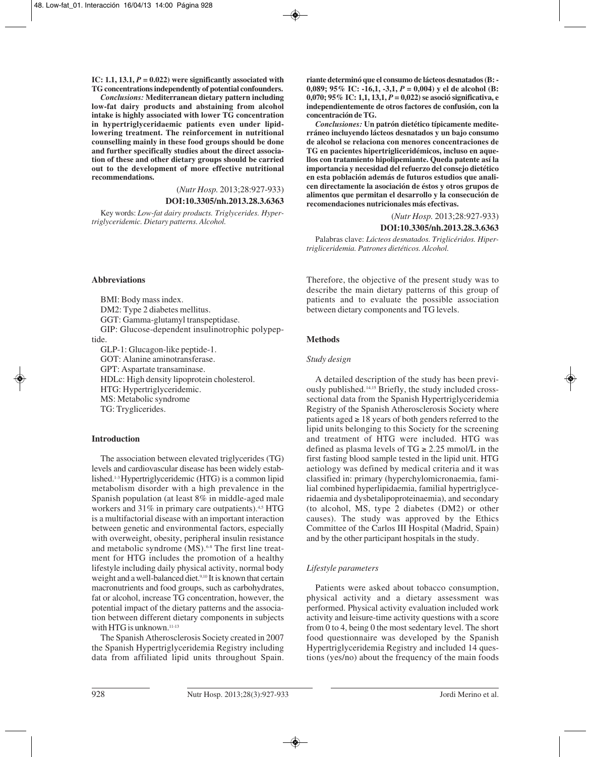**IC: 1.1, 13.1, $P = 0.022$) were significantly associated with TG concentrations independently of potential confounders.**

***Conclusions:*** **Mediterranean dietary pattern including low-fat dairy products and abstaining from alcohol intake is highly associated with lower TG concentration in hypertriglyceridaemic patients even under lipid-lowering treatment. The reinforcement in nutritional counselling mainly in these food groups should be done and further specifically studies about the direct association of these and other dietary groups should be carried out to the development of more effective nutritional recommendations.**

(*Nutr Hosp.* 2013;28:927-933)

**DOI:10.3305/nh.2013.28.3.6363**

Key words: *Low-fat dairy products. Triglycerides. Hypertriglyceridemic. Dietary patterns. Alcohol.*

**riante determinó que el consumo de lácteos desnatados (B: -0,089; 95% IC: -16,1, -3,1, $P = 0,004$) y el de alcohol (B: 0,070; 95% IC: 1,1, 13,1, $P = 0,022$) se asoció significativa, e independientemente de otros factores de confusión, con la concentración de TG.**

***Conclusiones:*** **Un patrón dietético típicamente mediterráneo incluyendo lácteos desnatados y un bajo consumo de alcohol se relaciona con menores concentraciones de TG en pacientes hipertrigliceridémicos, incluso en aquellos con tratamiento hipolipemiante. Queda patente así la importancia y necesidad del refuerzo del consejo dietético en esta población además de futuros estudios que analicen directamente la asociación de éstos y otros grupos de alimentos que permitan el desarrollo y la consecución de recomendaciones nutricionales más efectivas.**

(*Nutr Hosp.* 2013;28:927-933)

**DOI:10.3305/nh.2013.28.3.6363**

Palabras clave: *Lácteos desnatados. Triglicéridos. Hipertrigliceridemia. Patrones dietéticos. Alcohol.*

## Abbreviations

BMI: Body mass index.
DM2: Type 2 diabetes mellitus.
GGT: Gamma-glutamyl transpeptidase.
GIP: Glucose-dependent insulinotrophic polypeptide.
GLP-1: Glucagon-like peptide-1.
GOT: Alanine aminotransferase.
GPT: Aspartate transaminase.
HDLc: High density lipoprotein cholesterol.
HTG: Hypertriglyceridemic.
MS: Metabolic syndrome
TG: Trygliceride s.

## Introduction

The association between elevated triglycerides (TG) levels and cardiovascular disease has been widely established.[1-3] Hypertriglyceridemic (HTG) is a common lipid metabolism disorder with a high prevalence in the Spanish population (at least 8% in middle-aged male workers and 31% in primary care outpatients).[4,5] HTG is a multifactorial disease with an important interaction between genetic and environmental factors, especially with overweight, obesity, peripheral insulin resistance and metabolic syndrome (MS).[6-8] The first line treatment for HTG includes the promotion of a healthy lifestyle including daily physical activity, normal body weight and a well-balanced diet.[9,10] It is known that certain macronutrients and food groups, such as carbohydrates, fat or alcohol, increase TG concentration, however, the potential impact of the dietary patterns and the association between different dietary components in subjects with HTG is unknown.[11-13]

The Spanish Atherosclerosis Society created in 2007 the Spanish Hypertriglyceridemia Registry including data from affiliated lipid units throughout Spain. Therefore, the objective of the present study was to describe the main dietary patterns of this group of patients and to evaluate the possible association between dietary components and TG levels.

## Methods

### *Study design*

A detailed description of the study has been previously published.[14,15] Briefly, the study included cross-sectional data from the Spanish Hypertriglyceridemia Registry of the Spanish Atherosclerosis Society where patients aged ≥ 18 years of both genders referred to the lipid units belonging to this Society for the screening and treatment of HTG were included. HTG was defined as plasma levels of TG ≥ 2.25 mmol/L in the first fasting blood sample tested in the lipid unit. HTG aetiology was defined by medical criteria and it was classified in: primary (hyperchylomicronaemia, familial combined hyperlipidaemia, familial hypertriglyceridaemia and dysbetalipoproteinaemia), and secondary (to alcohol, MS, type 2 diabetes (DM2) or other causes). The study was approved by the Ethics Committee of the Carlos III Hospital (Madrid, Spain) and by the other participant hospitals in the study.

### *Lifestyle parameters*

Patients were asked about tobacco consumption, physical activity and a dietary assessment was performed. Physical activity evaluation included work activity and leisure-time activity questions with a score from 0 to 4, being 0 the most sedentary level. The short food questionnaire was developed by the Spanish Hypertriglyceridemia Registry and included 14 questions (yes/no) about the frequency of the main foods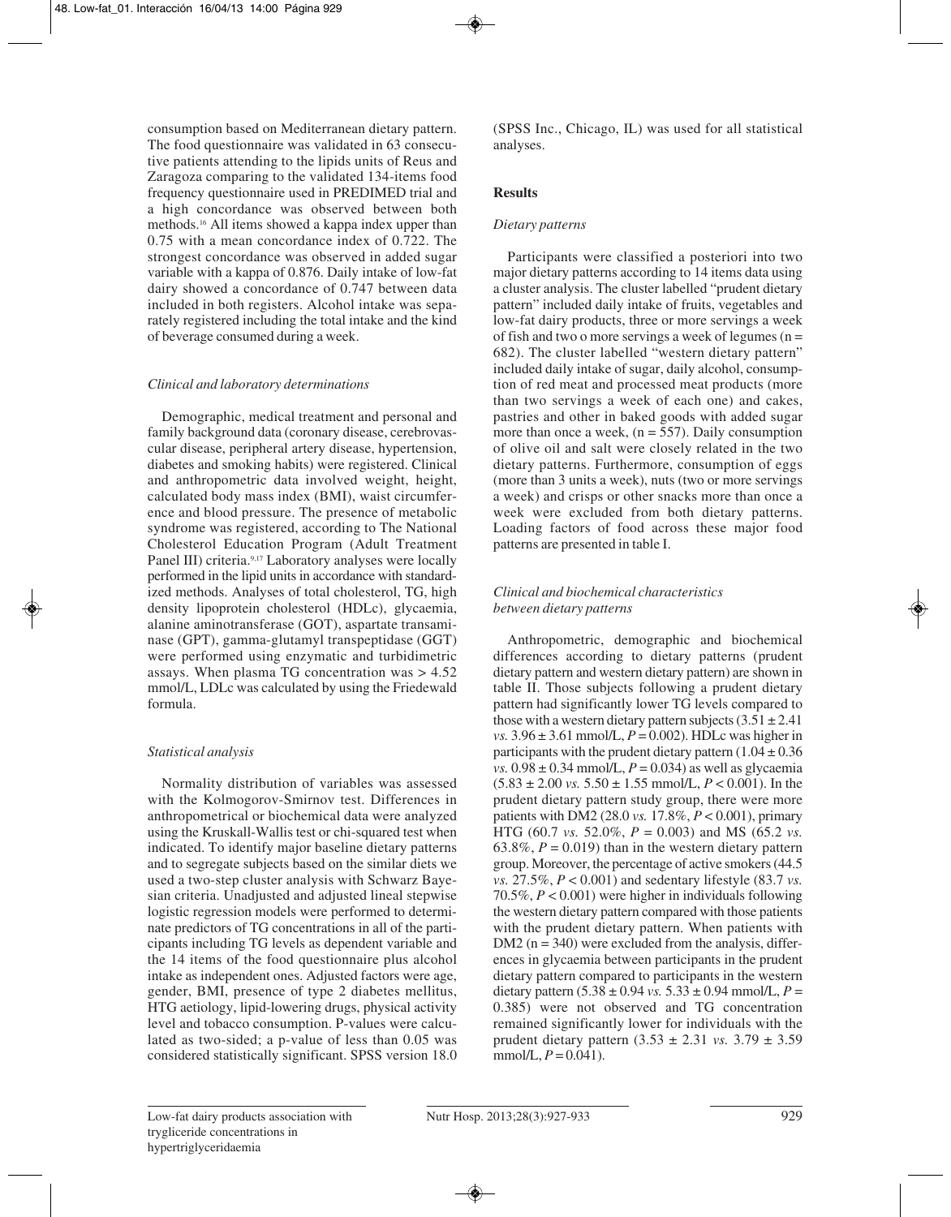consumption based on Mediterranean dietary pattern. The food questionnaire was validated in 63 consecutive patients attending to the lipids units of Reus and Zaragoza comparing to the validated 134-items food frequency questionnaire used in PREDIMED trial and a high concordance was observed between both methods.[16] All items showed a kappa index upper than 0.75 with a mean concordance index of 0.722. The strongest concordance was observed in added sugar variable with a kappa of 0.876. Daily intake of low-fat dairy showed a concordance of 0.747 between data included in both registers. Alcohol intake was separately registered including the total intake and the kind of beverage consumed during a week.

### *Clinical and laboratory determinations*

Demographic, medical treatment and personal and family background data (coronary disease, cerebrovascular disease, peripheral artery disease, hypertension, diabetes and smoking habits) were registered. Clinical and anthropometric data involved weight, height, calculated body mass index (BMI), waist circumference and blood pressure. The presence of metabolic syndrome was registered, according to The National Cholesterol Education Program (Adult Treatment Panel III) criteria.[9,17] Laboratory analyses were locally performed in the lipid units in accordance with standardized methods. Analyses of total cholesterol, TG, high density lipoprotein cholesterol (HDLc), glycaemia, alanine aminotransferase (GOT), aspartate transaminase (GPT), gamma-glutamyl transpeptidase (GGT) were performed using enzymatic and turbidimetric assays. When plasma TG concentration was > 4.52 mmol/L, LDLc was calculated by using the Friedewald formula.

### *Statistical analysis*

Normality distribution of variables was assessed with the Kolmogorov-Smirnov test. Differences in anthropometrical or biochemical data were analyzed using the Kruskall-Wallis test or chi-squared test when indicated. To identify major baseline dietary patterns and to segregate subjects based on the similar diets we used a two-step cluster analysis with Schwarz Bayesian criteria. Unadjusted and adjusted lineal stepwise logistic regression models were performed to determinate predictors of TG concentrations in all of the participants including TG levels as dependent variable and the 14 items of the food questionnaire plus alcohol intake as independent ones. Adjusted factors were age, gender, BMI, presence of type 2 diabetes mellitus, HTG aetiology, lipid-lowering drugs, physical activity level and tobacco consumption. P-values were calculated as two-sided; a p-value of less than 0.05 was considered statistically significant. SPSS version 18.0 (SPSS Inc., Chicago, IL) was used for all statistical analyses.

## **Results**

### *Dietary patterns*

Participants were classified a posteriori into two major dietary patterns according to 14 items data using a cluster analysis. The cluster labelled "prudent dietary pattern" included daily intake of fruits, vegetables and low-fat dairy products, three or more servings a week of fish and two o more servings a week of legumes (n = 682). The cluster labelled "western dietary pattern" included daily intake of sugar, daily alcohol, consumption of red meat and processed meat products (more than two servings a week of each one) and cakes, pastries and other in baked goods with added sugar more than once a week, (n = 557). Daily consumption of olive oil and salt were closely related in the two dietary patterns. Furthermore, consumption of eggs (more than 3 units a week), nuts (two or more servings a week) and crisps or other snacks more than once a week were excluded from both dietary patterns. Loading factors of food across these major food patterns are presented in table I.

### *Clinical and biochemical characteristics between dietary patterns*

Anthropometric, demographic and biochemical differences according to dietary patterns (prudent dietary pattern and western dietary pattern) are shown in table II. Those subjects following a prudent dietary pattern had significantly lower TG levels compared to those with a western dietary pattern subjects (3.51 ± 2.41 *vs.* 3.96 ± 3.61 mmol/L, $P = 0.002$). HDLc was higher in participants with the prudent dietary pattern (1.04 ± 0.36 *vs.* 0.98 ± 0.34 mmol/L, $P = 0.034$) as well as glycaemia (5.83 ± 2.00 *vs.* 5.50 ± 1.55 mmol/L, $P < 0.001$). In the prudent dietary pattern study group, there were more patients with DM2 (28.0 *vs.* 17.8%, $P < 0.001$), primary HTG (60.7 *vs.* 52.0%, $P = 0.003$) and MS (65.2 *vs.* 63.8%, $P = 0.019$) than in the western dietary pattern group. Moreover, the percentage of active smokers (44.5 *vs.* 27.5%, $P < 0.001$) and sedentary lifestyle (83.7 *vs.* 70.5%, $P < 0.001$) were higher in individuals following the western dietary pattern compared with those patients with the prudent dietary pattern. When patients with DM2 (n = 340) were excluded from the analysis, differences in glycaemia between participants in the prudent dietary pattern compared to participants in the western dietary pattern (5.38 ± 0.94 *vs.* 5.33 ± 0.94 mmol/L, $P = 0.385$) were not observed and TG concentration remained significantly lower for individuals with the prudent dietary pattern (3.53 ± 2.31 *vs.* 3.79 ± 3.59 mmol/L, $P = 0.041$).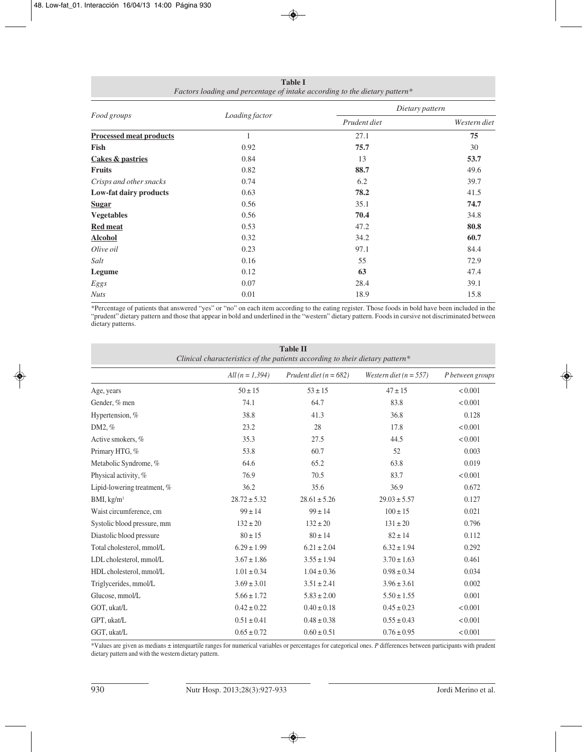**Table I**
*Factors loading and percentage of intake according to the dietary pattern**

| *Food groups* | *Loading factor* | *Dietary pattern* | |
|---|---|---|---|
| | | *Prudent diet* | *Western diet* |
| **Processed meat products** | 1 | 27.1 | **75** |
| **Fish** | 0.92 | **75.7** | 30 |
| **Cakes & pastries** | 0.84 | 13 | **53.7** |
| **Fruits** | 0.82 | **88.7** | 49.6 |
| *Crisps and other snacks* | 0.74 | 6.2 | 39.7 |
| **Low-fat dairy products** | 0.63 | **78.2** | 41.5 |
| **Sugar** | 0.56 | 35.1 | **74.7** |
| **Vegetables** | 0.56 | **70.4** | 34.8 |
| **Red meat** | 0.53 | 47.2 | **80.8** |
| **Alcohol** | 0.32 | 34.2 | **60.7** |
| *Olive oil* | 0.23 | 97.1 | 84.4 |
| *Salt* | 0.16 | 55 | 72.9 |
| **Legume** | 0.12 | **63** | 47.4 |
| *Eggs* | 0.07 | 28.4 | 39.1 |
| *Nuts* | 0.01 | 18.9 | 15.8 |

*Percentage of patients that answered "yes" or "no" on each item according to the eating register. Those foods in bold have been included in the "prudent" dietary pattern and those that appear in bold and underlined in the "western" dietary pattern. Foods in cursive not discriminated between dietary patterns.

**Table II**
*Clinical characteristics of the patients according to their dietary pattern**

| | *All (n = 1,394)* | *Prudent diet (n = 682)* | *Western diet (n = 557)* | *P between groups* |
|---|---|---|---|---|
| Age, years | 50 ± 15 | 53 ± 15 | 47 ± 15 | < 0.001 |
| Gender, % men | 74.1 | 64.7 | 83.8 | < 0.001 |
| Hypertension, % | 38.8 | 41.3 | 36.8 | 0.128 |
| DM2, % | 23.2 | 28 | 17.8 | < 0.001 |
| Active smokers, % | 35.3 | 27.5 | 44.5 | < 0.001 |
| Primary HTG, % | 53.8 | 60.7 | 52 | 0.003 |
| Metabolic Syndrome, % | 64.6 | 65.2 | 63.8 | 0.019 |
| Physical activity, % | 76.9 | 70.5 | 83.7 | < 0.001 |
| Lipid-lowering treatment, % | 36.2 | 35.6 | 36.9 | 0.672 |
| BMI, kg/m² | 28.72 ± 5.32 | 28.61 ± 5.26 | 29.03 ± 5.57 | 0.127 |
| Waist circumference, cm | 99 ± 14 | 99 ± 14 | 100 ± 15 | 0.021 |
| Systolic blood pressure, mm | 132 ± 20 | 132 ± 20 | 131 ± 20 | 0.796 |
| Diastolic blood pressure | 80 ± 15 | 80 ± 14 | 82 ± 14 | 0.112 |
| Total cholesterol, mmol/L | 6.29 ± 1.99 | 6.21 ± 2.04 | 6.32 ± 1.94 | 0.292 |
| LDL cholesterol, mmol/L | 3.67 ± 1.86 | 3.55 ± 1.94 | 3.70 ± 1.63 | 0.461 |
| HDL cholesterol, mmol/L | 1.01 ± 0.34 | 1.04 ± 0.36 | 0.98 ± 0.34 | 0.034 |
| Triglycerides, mmol/L | 3.69 ± 3.01 | 3.51 ± 2.41 | 3.96 ± 3.61 | 0.002 |
| Glucose, mmol/L | 5.66 ± 1.72 | 5.83 ± 2.00 | 5.50 ± 1.55 | 0.001 |
| GOT, ukat/L | 0.42 ± 0.22 | 0.40 ± 0.18 | 0.45 ± 0.23 | < 0.001 |
| GPT, ukat/L | 0.51 ± 0.41 | 0.48 ± 0.38 | 0.55 ± 0.43 | < 0.001 |
| GGT, ukat/L | 0.65 ± 0.72 | 0.60 ± 0.51 | 0.76 ± 0.95 | < 0.001 |

*Values are given as medians ± interquartile ranges for numerical variables or percentages for categorical ones. *P* differences between participants with prudent dietary pattern and with the western dietary pattern.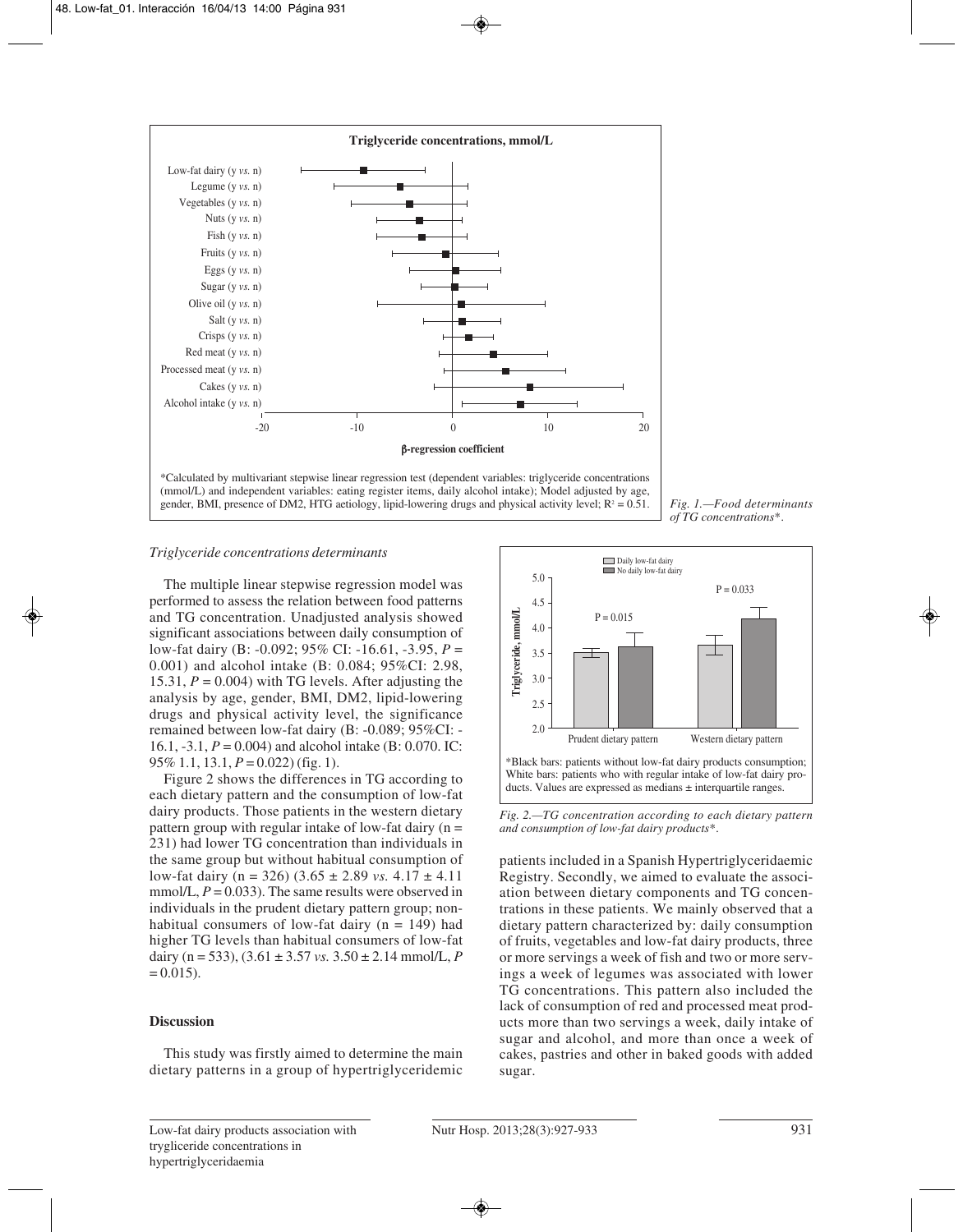**Triglyceride concentrations, mmol/L**

*Calculated by multivariant stepwise linear regression test (dependent variables: triglyceride concentrations (mmol/L) and independent variables: eating register items, daily alcohol intake); Model adjusted by age, gender, BMI, presence of DM2, HTG aetiology, lipid-lowering drugs and physical activity level; $R^2 = 0.51$.

*Fig. 1.—Food determinants of TG concentrations*.*

### *Triglyceride concentrations determinants*

The multiple linear stepwise regression model was performed to assess the relation between food patterns and TG concentration. Unadjusted analysis showed significant associations between daily consumption of low-fat dairy (B: -0.092; 95% CI: -16.61, -3.95, $P = 0.001$) and alcohol intake (B: 0.084; 95%CI: 2.98, 15.31, $P = 0.004$) with TG levels. After adjusting the analysis by age, gender, BMI, DM2, lipid-lowering drugs and physical activity level, the significance remained between low-fat dairy (B: -0.089; 95%CI: -16.1, -3.1, $P = 0.004$) and alcohol intake (B: 0.070. IC: 95% 1.1, 13.1, $P = 0.022$) (fig. 1).

Figure 2 shows the differences in TG according to each dietary pattern and the consumption of low-fat dairy products. Those patients in the western dietary pattern group with regular intake of low-fat dairy (n = 231) had lower TG concentration than individuals in the same group but without habitual consumption of low-fat dairy (n = 326) (3.65 ± 2.89 *vs.* 4.17 ± 4.11 mmol/L, $P = 0.033$). The same results were observed in individuals in the prudent dietary pattern group; non-habitual consumers of low-fat dairy (n = 149) had higher TG levels than habitual consumers of low-fat dairy (n = 533), (3.61 ± 3.57 *vs.* 3.50 ± 2.14 mmol/L, $P = 0.015$).

*Black bars: patients without low-fat dairy products consumption; White bars: patients who with regular intake of low-fat dairy products. Values are expressed as medians ± interquartile ranges.

*Fig. 2.—TG concentration according to each dietary pattern and consumption of low-fat dairy products*.*

## Discussion

This study was firstly aimed to determine the main dietary patterns in a group of hypertriglyceridemic patients included in a Spanish Hypertriglyceridaemic Registry. Secondly, we aimed to evaluate the association between dietary components and TG concentrations in these patients. We mainly observed that a dietary pattern characterized by: daily consumption of fruits, vegetables and low-fat dairy products, three or more servings a week of fish and two or more servings a week of legumes was associated with lower TG concentrations. This pattern also included the lack of consumption of red and processed meat products more than two servings a week, daily intake of sugar and alcohol, and more than once a week of cakes, pastries and other in baked goods with added sugar.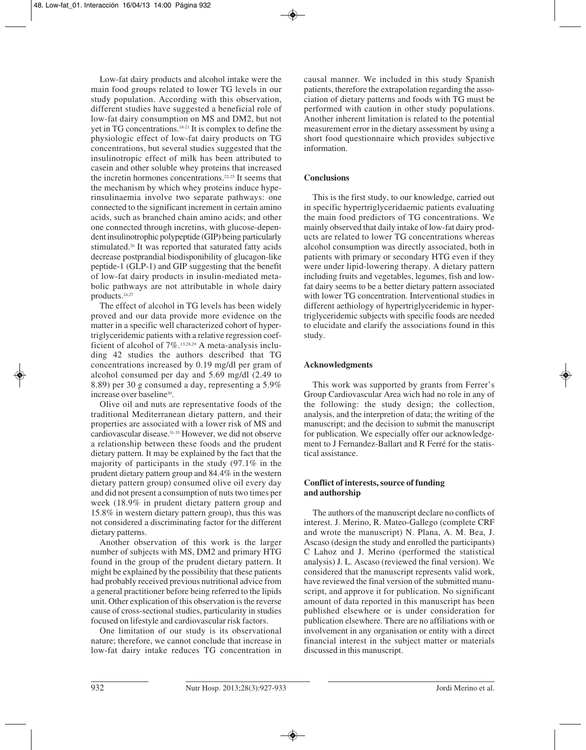Low-fat dairy products and alcohol intake were the main food groups related to lower TG levels in our study population. According with this observation, different studies have suggested a beneficial role of low-fat dairy consumption on MS and DM2, but not yet in TG concentrations.[18-21] It is complex to define the physiologic effect of low-fat dairy products on TG concentrations, but several studies suggested that the insulinotropic effect of milk has been attributed to casein and other soluble whey proteins that increased the incretin hormones concentrations.[22-25] It seems that the mechanism by which whey proteins induce hyperinsulinaemia involve two separate pathways: one connected to the significant increment in certain amino acids, such as branched chain amino acids; and other one connected through incretins, with glucose-dependent insulinotrophic polypeptide (GIP) being particularly stimulated.[26] It was reported that saturated fatty acids decrease postprandial biodisponibility of glucagon-like peptide-1 (GLP-1) and GIP suggesting that the benefit of low-fat dairy products in insulin-mediated metabolic pathways are not attributable in whole dairy products.[24,27]

The effect of alcohol in TG levels has been widely proved and our data provide more evidence on the matter in a specific well characterized cohort of hypertriglyceridemic patients with a relative regression coefficient of alcohol of 7%.[13,28,29] A meta-analysis including 42 studies the authors described that TG concentrations increased by 0.19 mg/dl per gram of alcohol consumed per day and 5.69 mg/dl (2.49 to 8.89) per 30 g consumed a day, representing a 5.9% increase over baseline[30].

Olive oil and nuts are representative foods of the traditional Mediterranean dietary pattern, and their properties are associated with a lower risk of MS and cardiovascular disease.[31-33] However, we did not observe a relationship between these foods and the prudent dietary pattern. It may be explained by the fact that the majority of participants in the study (97.1% in the prudent dietary pattern group and 84.4% in the western dietary pattern group) consumed olive oil every day and did not present a consumption of nuts two times per week (18.9% in prudent dietary pattern group and 15.8% in western dietary pattern group), thus this was not considered a discriminating factor for the different dietary patterns.

Another observation of this work is the larger number of subjects with MS, DM2 and primary HTG found in the group of the prudent dietary pattern. It might be explained by the possibility that these patients had probably received previous nutritional advice from a general practitioner before being referred to the lipids unit. Other explication of this observation is the reverse cause of cross-sectional studies, particularity in studies focused on lifestyle and cardiovascular risk factors.

One limitation of our study is its observational nature; therefore, we cannot conclude that increase in low-fat dairy intake reduces TG concentration in causal manner. We included in this study Spanish patients, therefore the extrapolation regarding the association of dietary patterns and foods with TG must be performed with caution in other study populations. Another inherent limitation is related to the potential measurement error in the dietary assessment by using a short food questionnaire which provides subjective information.

## Conclusions

This is the first study, to our knowledge, carried out in specific hypertriglyceridaemic patients evaluating the main food predictors of TG concentrations. We mainly observed that daily intake of low-fat dairy products are related to lower TG concentrations whereas alcohol consumption was directly associated, both in patients with primary or secondary HTG even if they were under lipid-lowering therapy. A dietary pattern including fruits and vegetables, legumes, fish and low-fat dairy seems to be a better dietary pattern associated with lower TG concentration. Interventional studies in different aethiology of hypertriglyceridemic in hypertriglyceridemic subjects with specific foods are needed to elucidate and clarify the associations found in this study.

## Acknowledgments

This work was supported by grants from Ferrer's Group Cardiovascular Area wich had no role in any of the following: the study design; the collection, analysis, and the interpretion of data; the writing of the manuscript; and the decision to submit the manuscript for publication. We especially offer our acknowledgement to J Fernandez-Ballart and R Ferré for the statistical assistance.

## Conflict of interests, source of funding and authorship

The authors of the manuscript declare no conflicts of interest. J. Merino, R. Mateo-Gallego (complete CRF and wrote the manuscript) N. Plana, A. M. Bea, J. Ascaso (design the study and enrolled the participants) C Lahoz and J. Merino (performed the statistical analysis) J. L. Ascaso (reviewed the final version). We considered that the manuscript represents valid work, have reviewed the final version of the submitted manuscript, and approve it for publication. No significant amount of data reported in this manuscript has been published elsewhere or is under consideration for publication elsewhere. There are no affiliations with or involvement in any organisation or entity with a direct financial interest in the subject matter or materials discussed in this manuscript.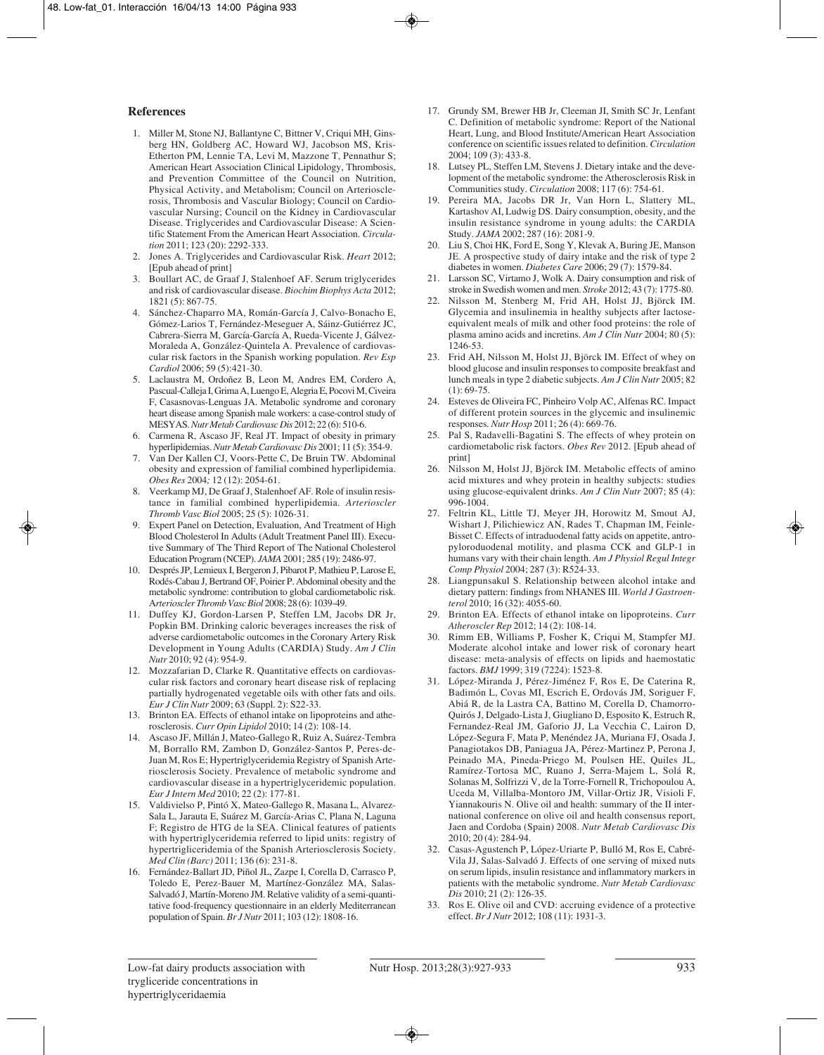## References

1. Miller M, Stone NJ, Ballantyne C, Bittner V, Criqui MH, Ginsberg HN, Goldberg AC, Howard WJ, Jacobson MS, Kris-Etherton PM, Lennie TA, Levi M, Mazzone T, Pennathur S; American Heart Association Clinical Lipidology, Thrombosis, and Prevention Committee of the Council on Nutrition, Physical Activity, and Metabolism; Council on Arteriosclerosis, Thrombosis and Vascular Biology; Council on Cardiovascular Nursing; Council on the Kidney in Cardiovascular Disease. Triglycerides and Cardiovascular Disease: A Scientific Statement From the American Heart Association. *Circulation* 2011; 123 (20): 2292-333.
2. Jones A. Triglycerides and Cardiovascular Risk. *Heart* 2012; [Epub ahead of print]
3. Boullart AC, de Graaf J, Stalenhoef AF. Serum triglycerides and risk of cardiovascular disease. *Biochim Biophys Acta* 2012; 1821 (5): 867-75.
4. Sánchez-Chaparro MA, Román-García J, Calvo-Bonacho E, Gómez-Larios T, Fernández-Meseguer A, Sáinz-Gutiérrez JC, Cabrera-Sierra M, García-García A, Rueda-Vicente J, Gálvez-Moraleda A, González-Quintela A. Prevalence of cardiovascular risk factors in the Spanish working population. *Rev Esp Cardiol* 2006; 59 (5):421-30.
5. Laclaustra M, Ordoñez B, Leon M, Andres EM, Cordero A, Pascual-Calleja I, Grima A, Luengo E, Alegria E, Pocovi M, Civeira F, Casasnovas-Lenguas JA. Metabolic syndrome and coronary heart disease among Spanish male workers: a case-control study of MESYAS. *Nutr Metab Cardiovasc Dis* 2012; 22 (6): 510-6.
6. Carmena R, Ascaso JF, Real JT. Impact of obesity in primary hyperlipidemias. *Nutr Metab Cardiovasc Dis* 2001; 11 (5): 354-9.
7. Van Der Kallen CJ, Voors-Pette C, De Bruin TW. Abdominal obesity and expression of familial combined hyperlipidemia. *Obes Res* 2004*;* 12 (12): 2054-61.
8. Veerkamp MJ, De Graaf J, Stalenhoef AF. Role of insulin resistance in familial combined hyperlipidemia. *Arterioscler Thromb Vasc Biol* 2005; 25 (5): 1026-31.
9. Expert Panel on Detection, Evaluation, And Treatment of High Blood Cholesterol In Adults (Adult Treatment Panel III). Executive Summary of The Third Report of The National Cholesterol Education Program (NCEP). *JAMA* 2001; 285 (19): 2486-97.
10. Després JP, Lemieux I, Bergeron J, Pibarot P, Mathieu P, Larose E, Rodés-Cabau J, Bertrand OF, Poirier P. Abdominal obesity and the metabolic syndrome: contribution to global cardiometabolic risk. A*rterioscler Thromb Vasc Biol* 2008; 28 (6): 1039-49.
11. Duffey KJ, Gordon-Larsen P, Steffen LM, Jacobs DR Jr, Popkin BM. Drinking caloric beverages increases the risk of adverse cardiometabolic outcomes in the Coronary Artery Risk Development in Young Adults (CARDIA) Study. *Am J Clin Nutr* 2010; 92 (4): 954-9.
12. Mozzafarian D, Clarke R. Quantitative effects on cardiovascular risk factors and coronary heart disease risk of replacing partially hydrogenated vegetable oils with other fats and oils. *Eur J Clin Nutr* 2009; 63 (Suppl. 2): S22-33.
13. Brinton EA. Effects of ethanol intake on lipoproteins and atherosclerosis. *Curr Opin Lipidol* 2010; 14 (2): 108-14.
14. Ascaso JF, Millán J, Mateo-Gallego R, Ruiz A, Suárez-Tembra M, Borrallo RM, Zambon D, González-Santos P, Peres-de-Juan M, Ros E; Hypertriglyceridemia Registry of Spanish Arteriosclerosis Society. Prevalence of metabolic syndrome and cardiovascular disease in a hypertriglyceridemic population. *Eur J Intern Med* 2010; 22 (2): 177-81.
15. Valdivielso P, Pintó X, Mateo-Gallego R, Masana L, Alvarez-Sala L, Jarauta E, Suárez M, García-Arias C, Plana N, Laguna F; Registro de HTG de la SEA. Clinical features of patients with hypertriglyceridemia referred to lipid units: registry of hypertrigliceridemia of the Spanish Arteriosclerosis Society. *Med Clin (Barc)* 2011; 136 (6): 231-8.
16. Fernández-Ballart JD, Piñol JL, Zazpe I, Corella D, Carrasco P, Toledo E, Perez-Bauer M, Martínez-González MA, Salas-Salvadó J, Martín-Moreno JM. Relative validity of a semi-quantitative food-frequency questionnaire in an elderly Mediterranean population of Spain. *Br J Nutr* 2011; 103 (12): 1808-16.
17. Grundy SM, Brewer HB Jr, Cleeman JI, Smith SC Jr, Lenfant C. Definition of metabolic syndrome: Report of the National Heart, Lung, and Blood Institute/American Heart Association conference on scientific issues related to definition. *Circulation* 2004; 109 (3): 433-8.
18. Lutsey PL, Steffen LM, Stevens J. Dietary intake and the development of the metabolic syndrome: the Atherosclerosis Risk in Communities study. *Circulation* 2008; 117 (6): 754-61.
19. Pereira MA, Jacobs DR Jr, Van Horn L, Slattery ML, Kartashov AI, Ludwig DS. Dairy consumption, obesity, and the insulin resistance syndrome in young adults: the CARDIA Study. *JAMA* 2002; 287 (16): 2081-9.
20. Liu S, Choi HK, Ford E, Song Y, Klevak A, Buring JE, Manson JE. A prospective study of dairy intake and the risk of type 2 diabetes in women. *Diabetes Care* 2006; 29 (7): 1579-84.
21. Larsson SC, Virtamo J, Wolk A. Dairy consumption and risk of stroke in Swedish women and men. *Stroke* 2012; 43 (7): 1775-80.
22. Nilsson M, Stenberg M, Frid AH, Holst JJ, Björck IM. Glycemia and insulinemia in healthy subjects after lactose-equivalent meals of milk and other food proteins: the role of plasma amino acids and incretins. *Am J Clin Nutr* 2004; 80 (5): 1246-53.
23. Frid AH, Nilsson M, Holst JJ, Björck IM. Effect of whey on blood glucose and insulin responses to composite breakfast and lunch meals in type 2 diabetic subjects. *Am J Clin Nutr* 2005; 82 (1): 69-75.
24. Esteves de Oliveira FC, Pinheiro Volp AC, Alfenas RC. Impact of different protein sources in the glycemic and insulinemic responses. *Nutr Hosp* 2011; 26 (4): 669-76.
25. Pal S, Radavelli-Bagatini S. The effects of whey protein on cardiometabolic risk factors. *Obes Rev* 2012. [Epub ahead of print]
26. Nilsson M, Holst JJ, Björck IM. Metabolic effects of amino acid mixtures and whey protein in healthy subjects: studies using glucose-equivalent drinks. *Am J Clin Nutr* 2007; 85 (4): 996-1004.
27. Feltrin KL, Little TJ, Meyer JH, Horowitz M, Smout AJ, Wishart J, Pilichiewicz AN, Rades T, Chapman IM, Feinle-Bisset C. Effects of intraduodenal fatty acids on appetite, antropyloroduodenal motility, and plasma CCK and GLP-1 in humans vary with their chain length. *Am J Physiol Regul Integr Comp Physiol* 2004; 287 (3): R524-33.
28. Liangpunsakul S. Relationship between alcohol intake and dietary pattern: findings from NHANES III. *World J Gastroenterol* 2010; 16 (32): 4055-60.
29. Brinton EA. Effects of ethanol intake on lipoproteins. *Curr Atheroscler Rep* 2012; 14 (2): 108-14.
30. Rimm EB, Williams P, Fosher K, Criqui M, Stampfer MJ. Moderate alcohol intake and lower risk of coronary heart disease: meta-analysis of effects on lipids and haemostatic factors. *BMJ* 1999; 319 (7224): 1523-8.
31. López-Miranda J, Pérez-Jiménez F, Ros E, De Caterina R, Badimón L, Covas MI, Escrich E, Ordovás JM, Soriguer F, Abiá R, de la Lastra CA, Battino M, Corella D, Chamorro-Quirós J, Delgado-Lista J, Giugliano D, Esposito K, Estruch R, Fernandez-Real JM, Gaforio JJ, La Vecchia C, Lairon D, López-Segura F, Mata P, Menéndez JA, Muriana FJ, Osada J, Panagiotakos DB, Paniagua JA, Pérez-Martinez P, Perona J, Peinado MA, Pineda-Priego M, Poulsen HE, Quiles JL, Ramírez-Tortosa MC, Ruano J, Serra-Majem L, Solá R, Solanas M, Solfrizzi V, de la Torre-Fornell R, Trichopoulou A, Uceda M, Villalba-Montoro JM, Villar-Ortiz JR, Visioli F, Yiannakouris N. Olive oil and health: summary of the II international conference on olive oil and health consensus report, Jaen and Cordoba (Spain) 2008. *Nutr Metab Cardiovasc Dis* 2010; 20 (4): 284-94.
32. Casas-Agustench P, López-Uriarte P, Bulló M, Ros E, Cabré-Vila JJ, Salas-Salvadó J. Effects of one serving of mixed nuts on serum lipids, insulin resistance and inflammatory markers in patients with the metabolic syndrome. *Nutr Metab Cardiovasc Dis* 2010; 21 (2): 126-35.
33. Ros E. Olive oil and CVD: accruing evidence of a protective effect. *Br J Nutr* 2012; 108 (11): 1931-3.